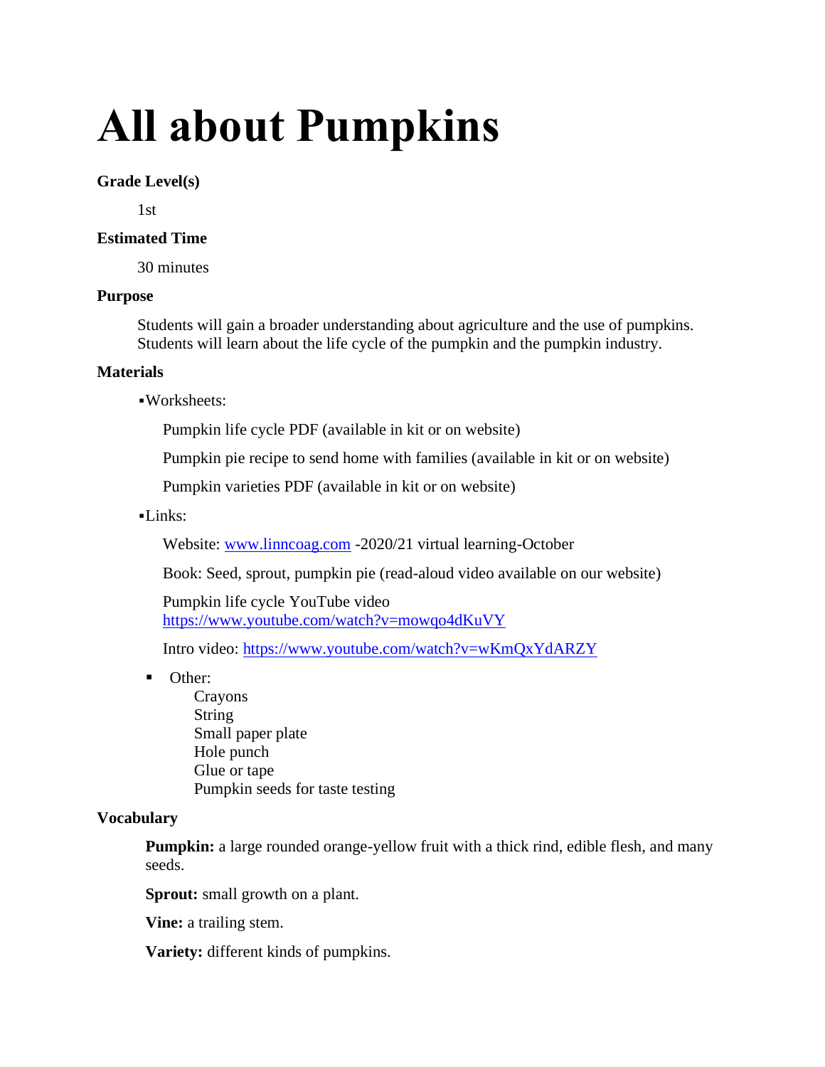# All about Pumpkins

**Grade Level(s)**

1st

**Estimated Time**

30 minutes

**Purpose**

Students will gain a broader understanding about agriculture and the use of pumpkins. Students will learn about the life cycle of the pumpkin and the pumpkin industry.

**Materials**

- Worksheets:
  - Pumpkin life cycle PDF (available in kit or on website)
  - Pumpkin pie recipe to send home with families (available in kit or on website)
  - Pumpkin varieties PDF (available in kit or on website)
- Links:
  - Website: [www.linncoag.com](http://www.linncoag.com) -2020/21 virtual learning-October
  - Book: Seed, sprout, pumpkin pie (read-aloud video available on our website)
  - Pumpkin life cycle YouTube video [https://www.youtube.com/watch?v=mowqo4dKuVY](https://www.youtube.com/watch?v=mowqo4dKuVY)
  - Intro video: [https://www.youtube.com/watch?v=wKmQxYdARZY](https://www.youtube.com/watch?v=wKmQxYdARZY)
- Other:
  - Crayons
  - String
  - Small paper plate
  - Hole punch
  - Glue or tape
  - Pumpkin seeds for taste testing

**Vocabulary**

**Pumpkin:** a large rounded orange-yellow fruit with a thick rind, edible flesh, and many seeds.

**Sprout:** small growth on a plant.

**Vine:** a trailing stem.

**Variety:** different kinds of pumpkins.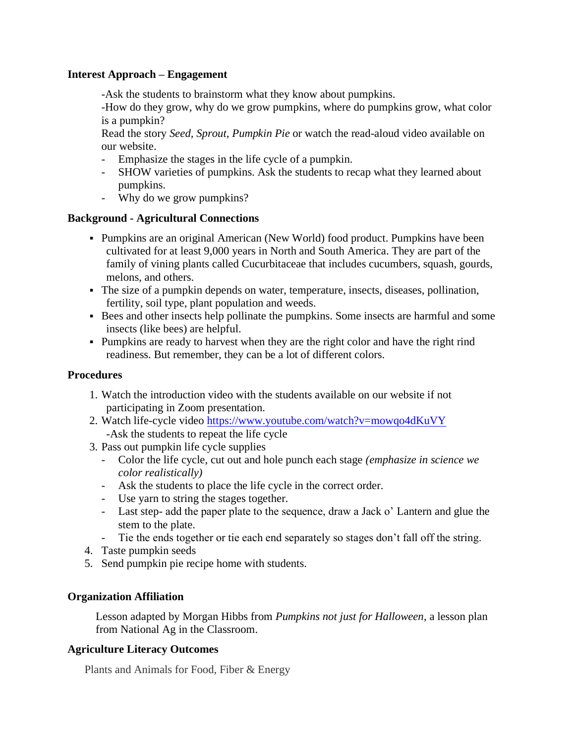**Interest Approach – Engagement**

-Ask the students to brainstorm what they know about pumpkins.
-How do they grow, why do we grow pumpkins, where do pumpkins grow, what color is a pumpkin?
Read the story *Seed, Sprout, Pumpkin Pie* or watch the read-aloud video available on our website.

- Emphasize the stages in the life cycle of a pumpkin.
- SHOW varieties of pumpkins. Ask the students to recap what they learned about pumpkins.
- Why do we grow pumpkins?

**Background - Agricultural Connections**

- Pumpkins are an original American (New World) food product. Pumpkins have been cultivated for at least 9,000 years in North and South America. They are part of the family of vining plants called Cucurbitaceae that includes cucumbers, squash, gourds, melons, and others.
- The size of a pumpkin depends on water, temperature, insects, diseases, pollination, fertility, soil type, plant population and weeds.
- Bees and other insects help pollinate the pumpkins. Some insects are harmful and some insects (like bees) are helpful.
- Pumpkins are ready to harvest when they are the right color and have the right rind readiness. But remember, they can be a lot of different colors.

**Procedures**

1. Watch the introduction video with the students available on our website if not participating in Zoom presentation.
2. Watch life-cycle video https://www.youtube.com/watch?v=mowqo4dKuVY
   -Ask the students to repeat the life cycle
3. Pass out pumpkin life cycle supplies
   - Color the life cycle, cut out and hole punch each stage *(emphasize in science we color realistically)*
   - Ask the students to place the life cycle in the correct order.
   - Use yarn to string the stages together.
   - Last step- add the paper plate to the sequence, draw a Jack o' Lantern and glue the stem to the plate.
   - Tie the ends together or tie each end separately so stages don't fall off the string.
4. Taste pumpkin seeds
5. Send pumpkin pie recipe home with students.

**Organization Affiliation**

Lesson adapted by Morgan Hibbs from *Pumpkins not just for Halloween*, a lesson plan from National Ag in the Classroom.

**Agriculture Literacy Outcomes**

Plants and Animals for Food, Fiber & Energy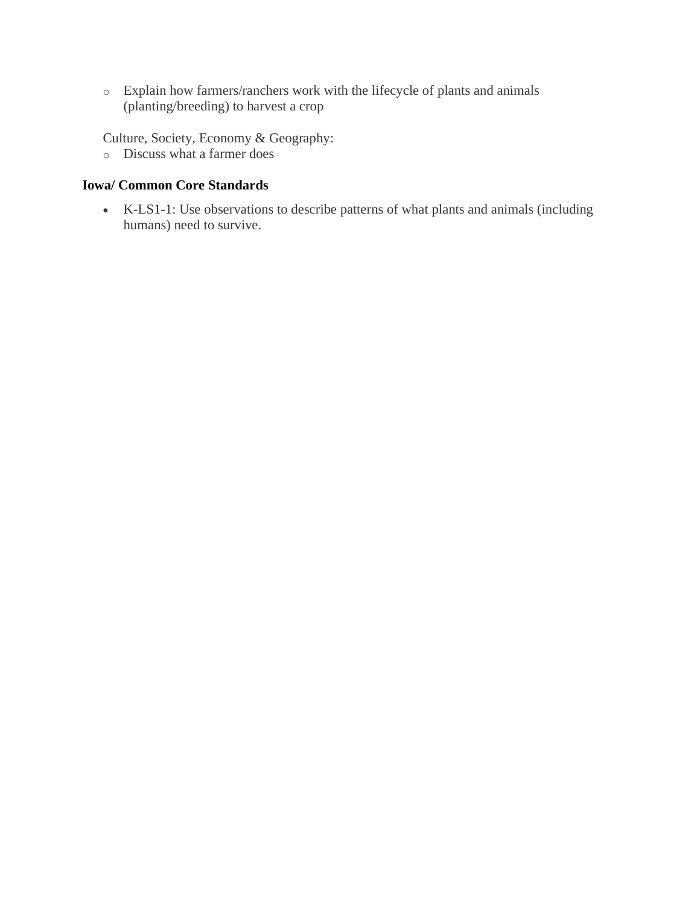- Explain how farmers/ranchers work with the lifecycle of plants and animals (planting/breeding) to harvest a crop

Culture, Society, Economy & Geography:

- Discuss what a farmer does

**Iowa/ Common Core Standards**

- K-LS1-1: Use observations to describe patterns of what plants and animals (including humans) need to survive.